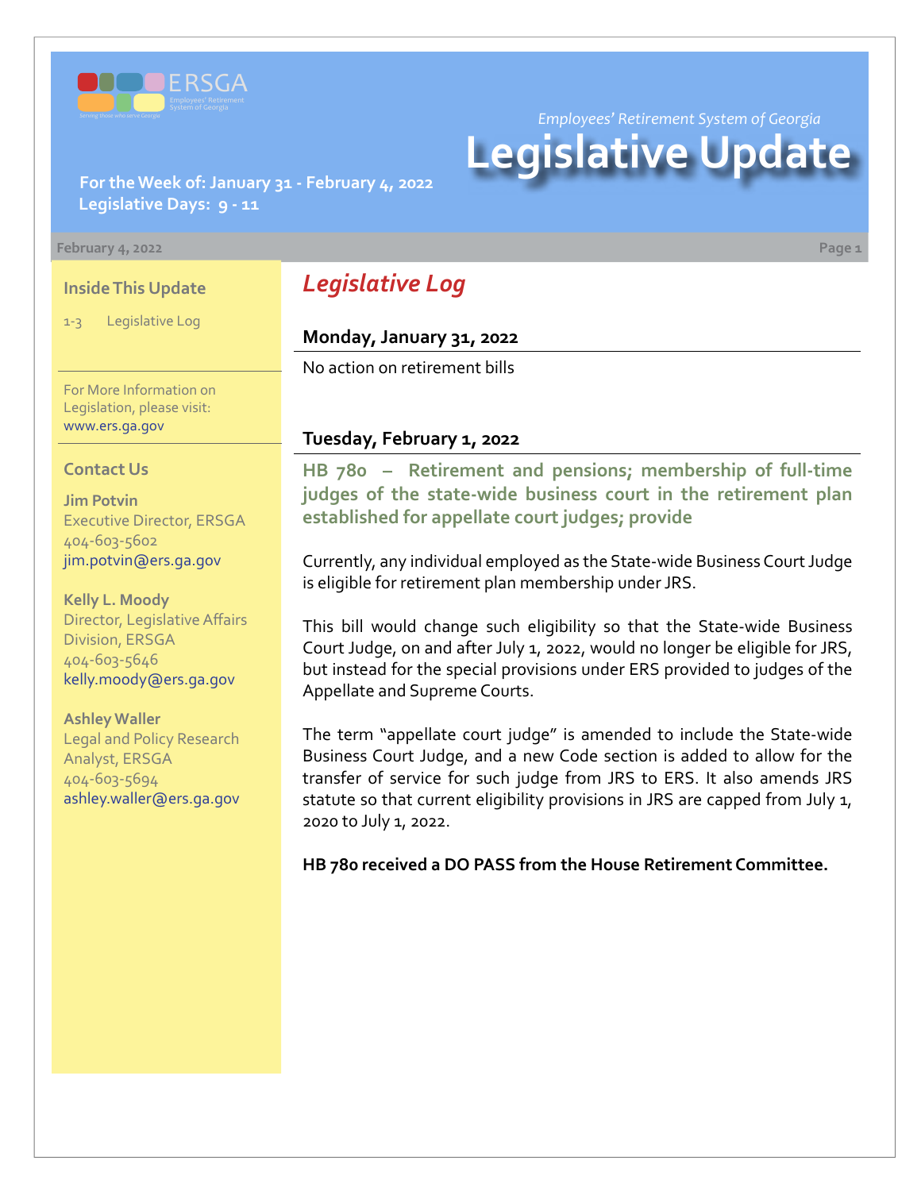Employees' Retirement System of Georgia

# Legislative Update

**For the Week of: January 31 - February 4, 2022**
**Legislative Days: 9 - 11**

February 4, 2022

### Inside This Update

1-3 Legislative Log

For More Information on Legislation, please visit: www.ers.ga.gov

### Contact Us

**Jim Potvin**
Executive Director, ERSGA
404-603-5602
jim.potvin@ers.ga.gov

**Kelly L. Moody**
Director, Legislative Affairs Division, ERSGA
404-603-5646
kelly.moody@ers.ga.gov

**Ashley Waller**
Legal and Policy Research Analyst, ERSGA
404-603-5694
ashley.waller@ers.ga.gov

## *Legislative Log*

### Monday, January 31, 2022

No action on retirement bills

### Tuesday, February 1, 2022

**HB 780 – Retirement and pensions; membership of full-time judges of the state-wide business court in the retirement plan established for appellate court judges; provide**

Currently, any individual employed as the State-wide Business Court Judge is eligible for retirement plan membership under JRS.

This bill would change such eligibility so that the State-wide Business Court Judge, on and after July 1, 2022, would no longer be eligible for JRS, but instead for the special provisions under ERS provided to judges of the Appellate and Supreme Courts.

The term "appellate court judge" is amended to include the State-wide Business Court Judge, and a new Code section is added to allow for the transfer of service for such judge from JRS to ERS. It also amends JRS statute so that current eligibility provisions in JRS are capped from July 1, 2020 to July 1, 2022.

**HB 780 received a DO PASS from the House Retirement Committee.**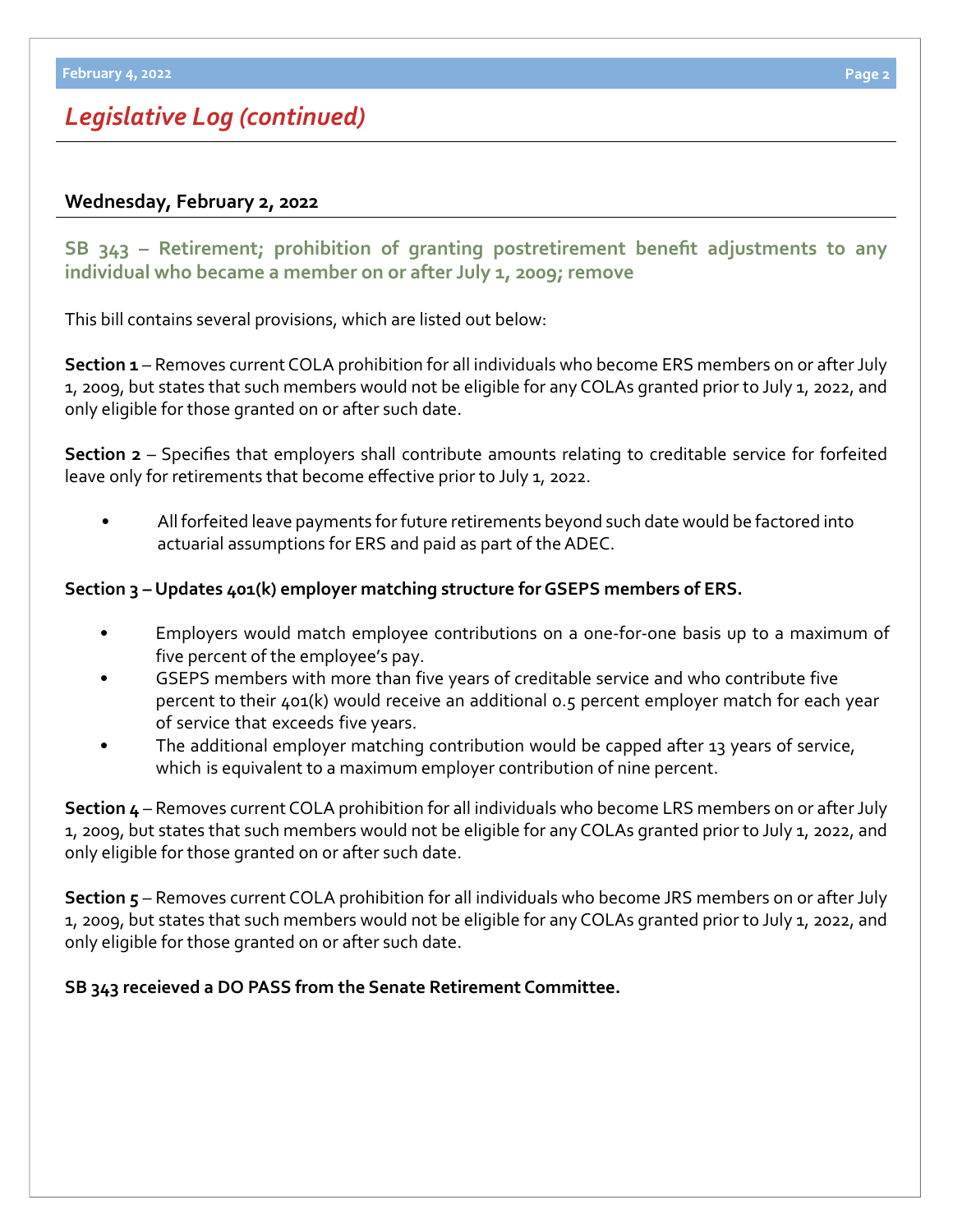## *Legislative Log (continued)*

### Wednesday, February 2, 2022

### SB 343 – Retirement; prohibition of granting postretirement benefit adjustments to any individual who became a member on or after July 1, 2009; remove

This bill contains several provisions, which are listed out below:

**Section 1** – Removes current COLA prohibition for all individuals who become ERS members on or after July 1, 2009, but states that such members would not be eligible for any COLAs granted prior to July 1, 2022, and only eligible for those granted on or after such date.

**Section 2** – Specifies that employers shall contribute amounts relating to creditable service for forfeited leave only for retirements that become effective prior to July 1, 2022.

- All forfeited leave payments for future retirements beyond such date would be factored into actuarial assumptions for ERS and paid as part of the ADEC.

**Section 3 – Updates 401(k) employer matching structure for GSEPS members of ERS.**

- Employers would match employee contributions on a one-for-one basis up to a maximum of five percent of the employee's pay.
- GSEPS members with more than five years of creditable service and who contribute five percent to their 401(k) would receive an additional 0.5 percent employer match for each year of service that exceeds five years.
- The additional employer matching contribution would be capped after 13 years of service, which is equivalent to a maximum employer contribution of nine percent.

**Section 4** – Removes current COLA prohibition for all individuals who become LRS members on or after July 1, 2009, but states that such members would not be eligible for any COLAs granted prior to July 1, 2022, and only eligible for those granted on or after such date.

**Section 5** – Removes current COLA prohibition for all individuals who become JRS members on or after July 1, 2009, but states that such members would not be eligible for any COLAs granted prior to July 1, 2022, and only eligible for those granted on or after such date.

**SB 343 receieved a DO PASS from the Senate Retirement Committee.**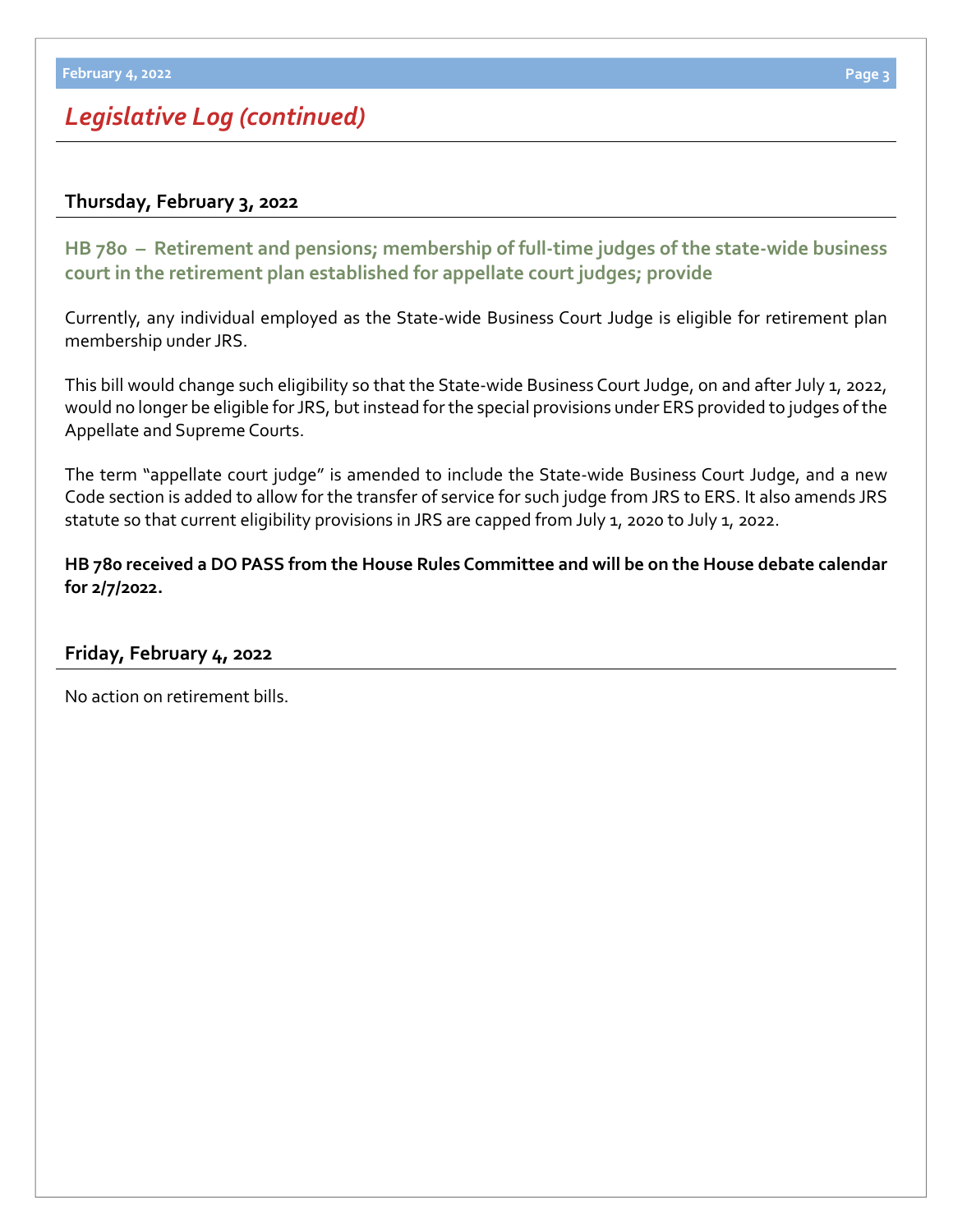## *Legislative Log (continued)*

### Thursday, February 3, 2022

### HB 780 – Retirement and pensions; membership of full-time judges of the state-wide business court in the retirement plan established for appellate court judges; provide

Currently, any individual employed as the State-wide Business Court Judge is eligible for retirement plan membership under JRS.

This bill would change such eligibility so that the State-wide Business Court Judge, on and after July 1, 2022, would no longer be eligible for JRS, but instead for the special provisions under ERS provided to judges of the Appellate and Supreme Courts.

The term "appellate court judge" is amended to include the State-wide Business Court Judge, and a new Code section is added to allow for the transfer of service for such judge from JRS to ERS. It also amends JRS statute so that current eligibility provisions in JRS are capped from July 1, 2020 to July 1, 2022.

**HB 780 received a DO PASS from the House Rules Committee and will be on the House debate calendar for 2/7/2022.**

### Friday, February 4, 2022

No action on retirement bills.